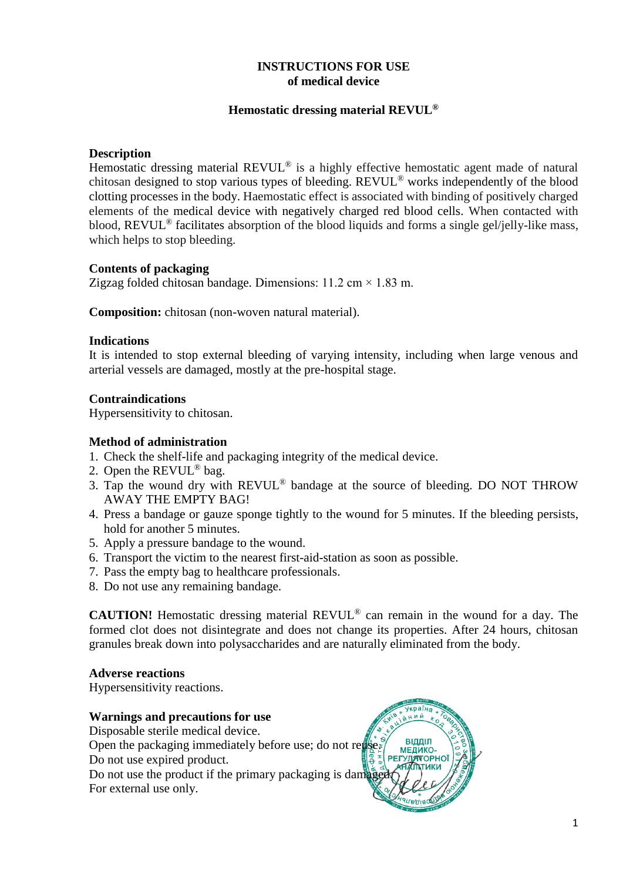# INSTRUCTIONS FOR USE
## of medical device

### Hemostatic dressing material REVUL®

**Description**

Hemostatic dressing material REVUL® is a highly effective hemostatic agent made of natural chitosan designed to stop various types of bleeding. REVUL® works independently of the blood clotting processes in the body. Haemostatic effect is associated with binding of positively charged elements of the medical device with negatively charged red blood cells. When contacted with blood, REVUL® facilitates absorption of the blood liquids and forms a single gel/jelly-like mass, which helps to stop bleeding.

**Contents of packaging**

Zigzag folded chitosan bandage. Dimensions: 11.2 cm × 1.83 m.

**Composition:** chitosan (non-woven natural material).

**Indications**

It is intended to stop external bleeding of varying intensity, including when large venous and arterial vessels are damaged, mostly at the pre-hospital stage.

**Contraindications**

Hypersensitivity to chitosan.

**Method of administration**

1. Check the shelf-life and packaging integrity of the medical device.
2. Open the REVUL® bag.
3. Tap the wound dry with REVUL® bandage at the source of bleeding. DO NOT THROW AWAY THE EMPTY BAG!
4. Press a bandage or gauze sponge tightly to the wound for 5 minutes. If the bleeding persists, hold for another 5 minutes.
5. Apply a pressure bandage to the wound.
6. Transport the victim to the nearest first-aid-station as soon as possible.
7. Pass the empty bag to healthcare professionals.
8. Do not use any remaining bandage.

**CAUTION!** Hemostatic dressing material REVUL® can remain in the wound for a day. The formed clot does not disintegrate and does not change its properties. After 24 hours, chitosan granules break down into polysaccharides and are naturally eliminated from the body.

**Adverse reactions**

Hypersensitivity reactions.

**Warnings and precautions for use**

Disposable sterile medical device.
Open the packaging immediately before use; do not reuse.
Do not use expired product.
Do not use the product if the primary packaging is damaged.
For external use only.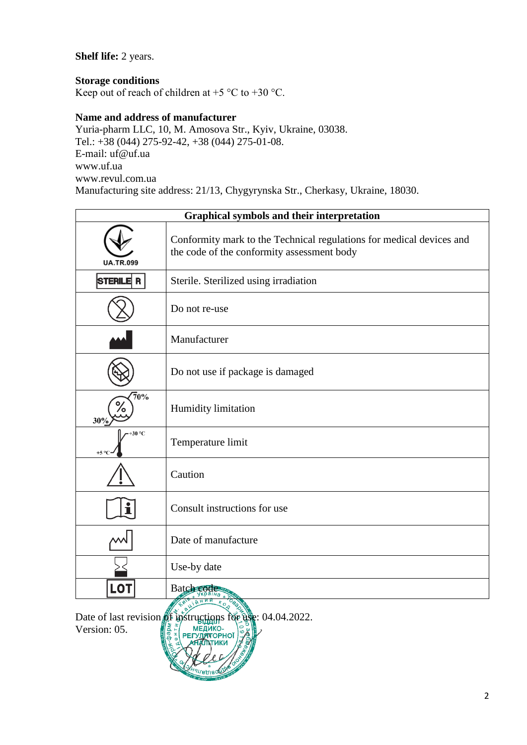**Shelf life:** 2 years.

**Storage conditions**
Keep out of reach of children at +5 °C to +30 °C.

**Name and address of manufacturer**
Yuria-pharm LLC, 10, M. Amosova Str., Kyiv, Ukraine, 03038.
Tel.: +38 (044) 275-92-42, +38 (044) 275-01-08.
E-mail: uf@uf.ua
www.uf.ua
www.revul.com.ua
Manufacturing site address: 21/13, Chygyrynska Str., Cherkasy, Ukraine, 18030.

| Graphical symbols and their interpretation | |
|---|---|
| UA.TR.099 | Conformity mark to the Technical regulations for medical devices and the code of the conformity assessment body |
| STERILE R | Sterile. Sterilized using irradiation |
| | Do not re-use |
| | Manufacturer |
| | Do not use if package is damaged |
| 30% 70% | Humidity limitation |
| +5 °C +30 °C | Temperature limit |
| | Caution |
| | Consult instructions for use |
| | Date of manufacture |
| | Use-by date |
| LOT | Batch code |

Date of last revision of instructions for use: 04.04.2022.
Version: 05.